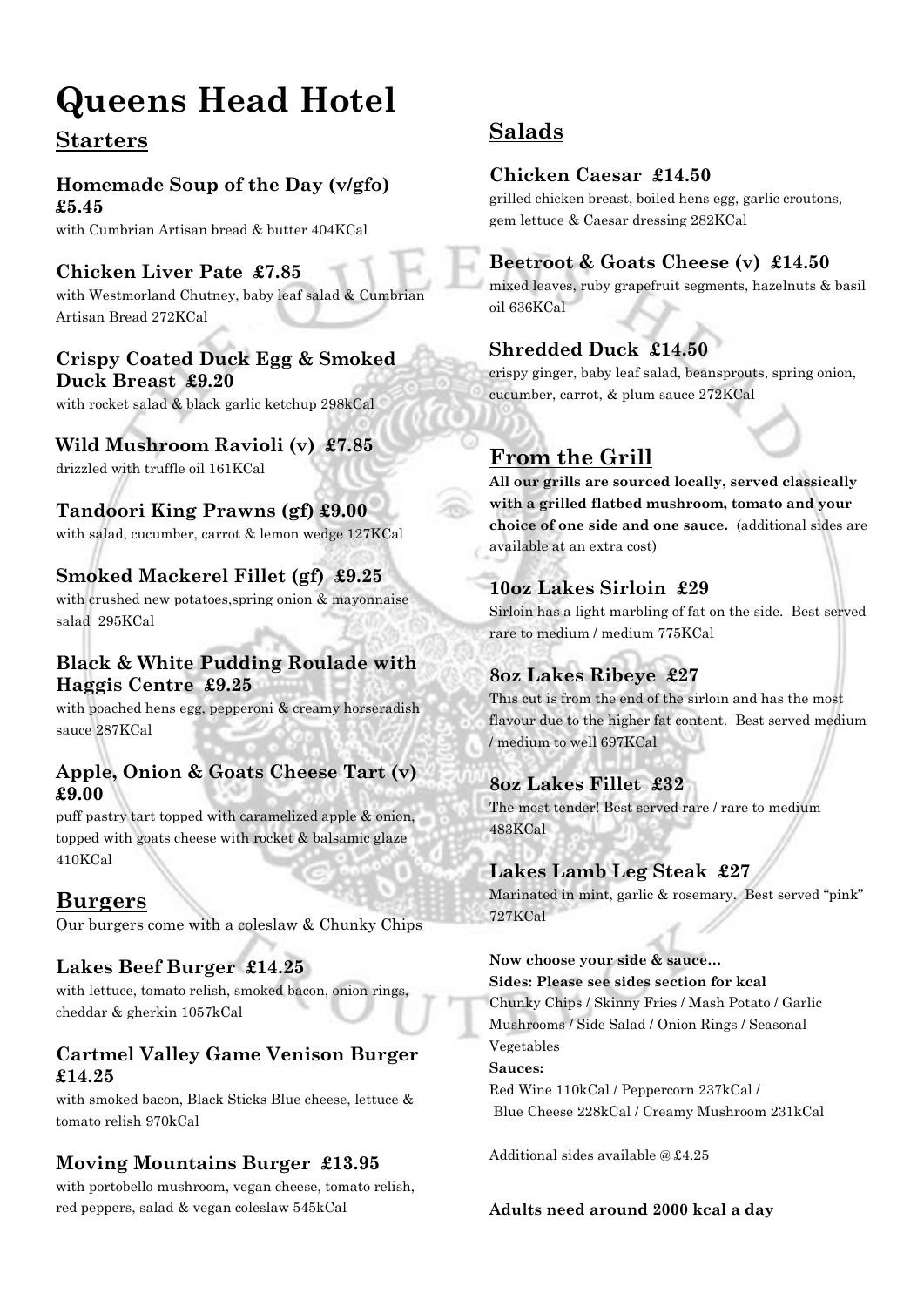# Queens Head Hotel

## Starters

### Homemade Soup of the Day (v/gfo) £5.45

with Cumbrian Artisan bread & butter 404KCal

### Chicken Liver Pate £7.85

with Westmorland Chutney, baby leaf salad & Cumbrian Artisan Bread 272KCal

### Crispy Coated Duck Egg & Smoked Duck Breast £9.20

with rocket salad & black garlic ketchup 298kCal

### Wild Mushroom Ravioli (v) £7.85

drizzled with truffle oil 161KCal

### Tandoori King Prawns (gf) £9.00

with salad, cucumber, carrot & lemon wedge 127KCal

### Smoked Mackerel Fillet (gf) £9.25

with crushed new potatoes,spring onion & mayonnaise salad 295KCal

### Black & White Pudding Roulade with Haggis Centre £9.25

with poached hens egg, pepperoni & creamy horseradish sauce 287KCal

### Apple, Onion & Goats Cheese Tart (v) £9.00

puff pastry tart topped with caramelized apple & onion, topped with goats cheese with rocket & balsamic glaze 410KCal

## Burgers

Our burgers come with a coleslaw & Chunky Chips

### Lakes Beef Burger £14.25

with lettuce, tomato relish, smoked bacon, onion rings, cheddar & gherkin 1057kCal

### Cartmel Valley Game Venison Burger £14.25

with smoked bacon, Black Sticks Blue cheese, lettuce & tomato relish 970kCal

### Moving Mountains Burger £13.95

with portobello mushroom, vegan cheese, tomato relish, red peppers, salad & vegan coleslaw 545kCal

## Salads

### Chicken Caesar £14.50

grilled chicken breast, boiled hens egg, garlic croutons, gem lettuce & Caesar dressing 282KCal

### Beetroot & Goats Cheese (v) £14.50

mixed leaves, ruby grapefruit segments, hazelnuts & basil oil 636KCal

### Shredded Duck £14.50

crispy ginger, baby leaf salad, beansprouts, spring onion, cucumber, carrot, & plum sauce 272KCal

## From the Grill

**All our grills are sourced locally, served classically with a grilled flatbed mushroom, tomato and your choice of one side and one sauce.** (additional sides are available at an extra cost)

### 10oz Lakes Sirloin £29

Sirloin has a light marbling of fat on the side. Best served rare to medium / medium 775KCal

### 8oz Lakes Ribeye £27

This cut is from the end of the sirloin and has the most flavour due to the higher fat content. Best served medium / medium to well 697KCal

### 8oz Lakes Fillet £32

The most tender! Best served rare / rare to medium 483KCal

### Lakes Lamb Leg Steak £27

Marinated in mint, garlic & rosemary. Best served "pink" 727KCal

**Now choose your side & sauce…**

**Sides: Please see sides section for kcal**

Chunky Chips / Skinny Fries / Mash Potato / Garlic Mushrooms / Side Salad / Onion Rings / Seasonal Vegetables

**Sauces:**

Red Wine 110kCal / Peppercorn 237kCal / Blue Cheese 228kCal / Creamy Mushroom 231kCal

Additional sides available @ £4.25

**Adults need around 2000 kcal a day**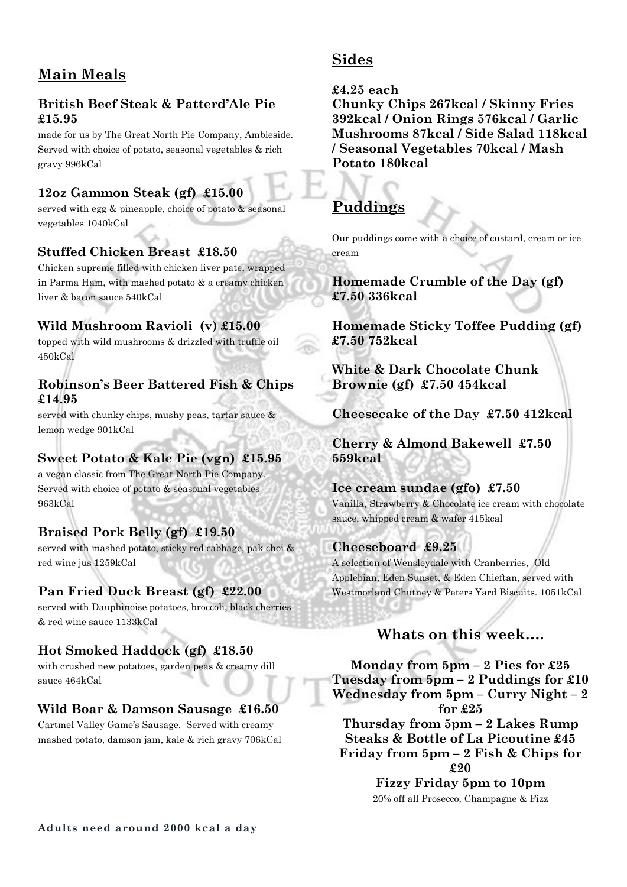## Main Meals

### British Beef Steak & Patterd'Ale Pie £15.95

made for us by The Great North Pie Company, Ambleside. Served with choice of potato, seasonal vegetables & rich gravy 996kCal

### 12oz Gammon Steak (gf) £15.00

served with egg & pineapple, choice of potato & seasonal vegetables 1040kCal

### Stuffed Chicken Breast £18.50

Chicken supreme filled with chicken liver pate, wrapped in Parma Ham, with mashed potato & a creamy chicken liver & bacon sauce 540kCal

### Wild Mushroom Ravioli (v) £15.00

topped with wild mushrooms & drizzled with truffle oil 450kCal

### Robinson's Beer Battered Fish & Chips £14.95

served with chunky chips, mushy peas, tartar sauce & lemon wedge 901kCal

### Sweet Potato & Kale Pie (vgn) £15.95

a vegan classic from The Great North Pie Company. Served with choice of potato & seasonal vegetables 963kCal

### Braised Pork Belly (gf) £19.50

served with mashed potato, sticky red cabbage, pak choi & red wine jus 1259kCal

### Pan Fried Duck Breast (gf) £22.00

served with Dauphinoise potatoes, broccoli, black cherries & red wine sauce 1133kCal

### Hot Smoked Haddock (gf) £18.50

with crushed new potatoes, garden peas & creamy dill sauce 464kCal

### Wild Boar & Damson Sausage £16.50

Cartmel Valley Game's Sausage. Served with creamy mashed potato, damson jam, kale & rich gravy 706kCal

**Adults need around 2000 kcal a day**

## Sides

**£4.25 each**
**Chunky Chips 267kcal / Skinny Fries 392kcal / Onion Rings 576kcal / Garlic Mushrooms 87kcal / Side Salad 118kcal / Seasonal Vegetables 70kcal / Mash Potato 180kcal**

## Puddings

Our puddings come with a choice of custard, cream or ice cream

**Homemade Crumble of the Day (gf) £7.50 336kcal**

**Homemade Sticky Toffee Pudding (gf) £7.50 752kcal**

**White & Dark Chocolate Chunk Brownie (gf) £7.50 454kcal**

**Cheesecake of the Day £7.50 412kcal**

**Cherry & Almond Bakewell £7.50 559kcal**

### Ice cream sundae (gfo) £7.50

Vanilla, Strawberry & Chocolate ice cream with chocolate sauce, whipped cream & wafer 415kcal

### Cheeseboard £9.25

A selection of Wensleydale with Cranberries, Old Applebian, Eden Sunset, & Eden Chieftan, served with Westmorland Chutney & Peters Yard Biscuits. 1051kCal

## Whats on this week....

**Monday from 5pm – 2 Pies for £25**
**Tuesday from 5pm – 2 Puddings for £10**
**Wednesday from 5pm – Curry Night – 2 for £25**
**Thursday from 5pm – 2 Lakes Rump Steaks & Bottle of La Picoutine £45**
**Friday from 5pm – 2 Fish & Chips for £20**
**Fizzy Friday 5pm to 10pm**
20% off all Prosecco, Champagne & Fizz